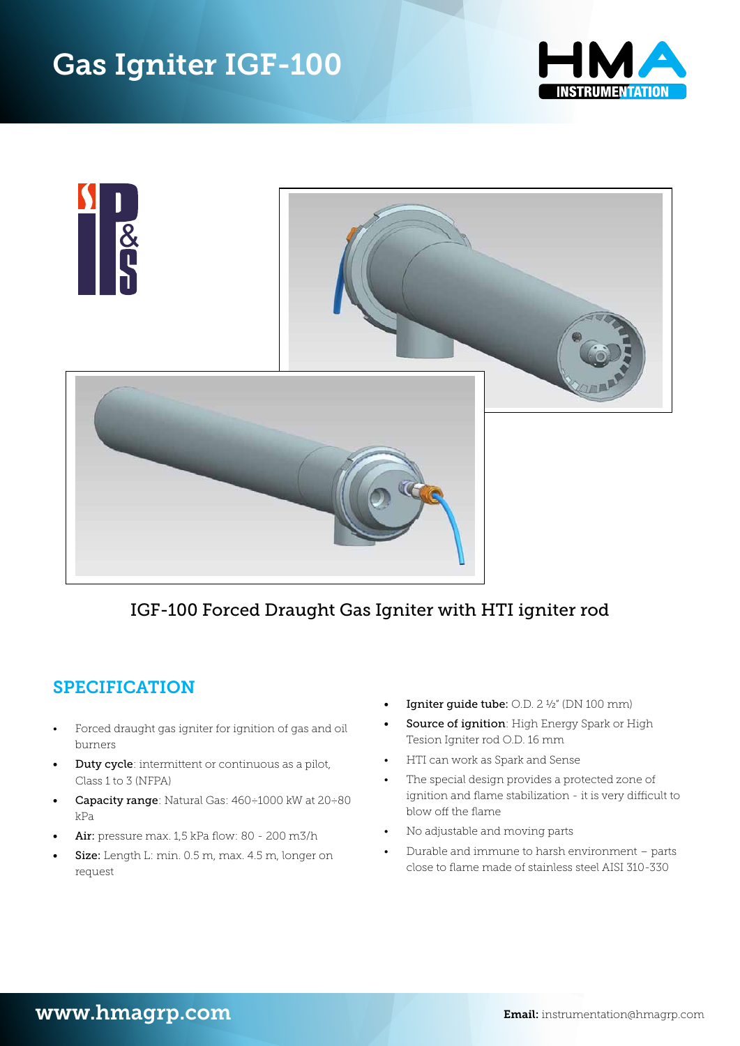# Gas Igniter IGF-100

IGF-100 Forced Draught Gas Igniter with HTI igniter rod

## SPECIFICATION

- Forced draught gas igniter for ignition of gas and oil burners
- **Duty cycle**: intermittent or continuous as a pilot, Class 1 to 3 (NFPA)
- **Capacity range**: Natural Gas: 460÷1000 kW at 20÷80 kPa
- **Air:** pressure max. 1,5 kPa flow: 80 - 200 m3/h
- **Size:** Length L: min. 0.5 m, max. 4.5 m, longer on request
- **Igniter guide tube:** O.D. 2 ½" (DN 100 mm)
- **Source of ignition**: High Energy Spark or High Tesion Igniter rod O.D. 16 mm
- HTI can work as Spark and Sense
- The special design provides a protected zone of ignition and flame stabilization - it is very difficult to blow off the flame
- No adjustable and moving parts
- Durable and immune to harsh environment – parts close to flame made of stainless steel AISI 310-330

www.hmagrp.com

**Email:** instrumentation@hmagrp.com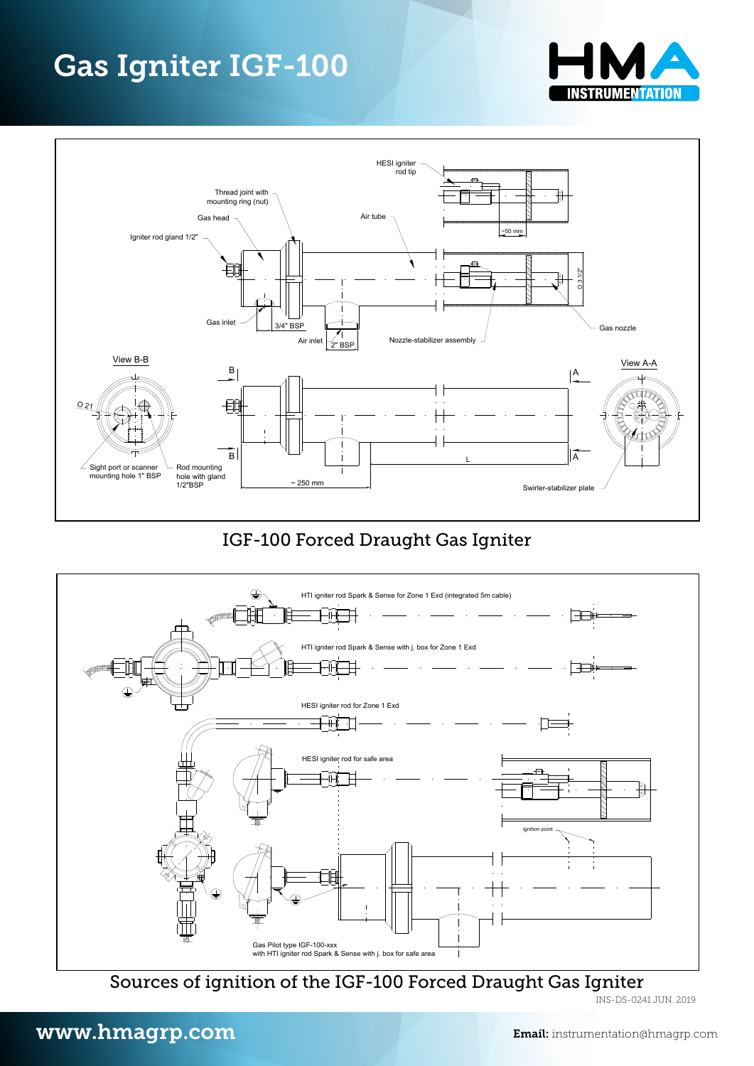# Gas Igniter IGF-100

HESI igniter rod tip

Thread joint with mounting ring (nut)

Gas head

Air tube

Igniter rod gland 1/2"

~50 mm

Ø 3 1/2"

Gas inlet

3/4" BSP

Air inlet

2" BSP

Nozzle-stabilizer assembly

Gas nozzle

View B-B

Ø 21

B

A

View A-A

L

Sight port or scanner mounting hole 1" BSP

Rod mounting hole with gland 1/2"BSP

~ 250 mm

Swirler-stabilizer plate

IGF-100 Forced Draught Gas Igniter

HTI igniter rod Spark & Sense for Zone 1 Exd (integrated 5m cable)

HTI igniter rod Spark & Sense with j. box for Zone 1 Exd

HESI igniter rod for Zone 1 Exd

HESI igniter rod for safe area

ignition point

Gas Pilot type IGF-100-xxx
with HTI igniter rod Spark & Sense with j. box for safe area

Sources of ignition of the IGF-100 Forced Draught Gas Igniter

INS-DS-0241 JUN. 2019

www.hmagrp.com

**Email:** instrumentation@hmagrp.com